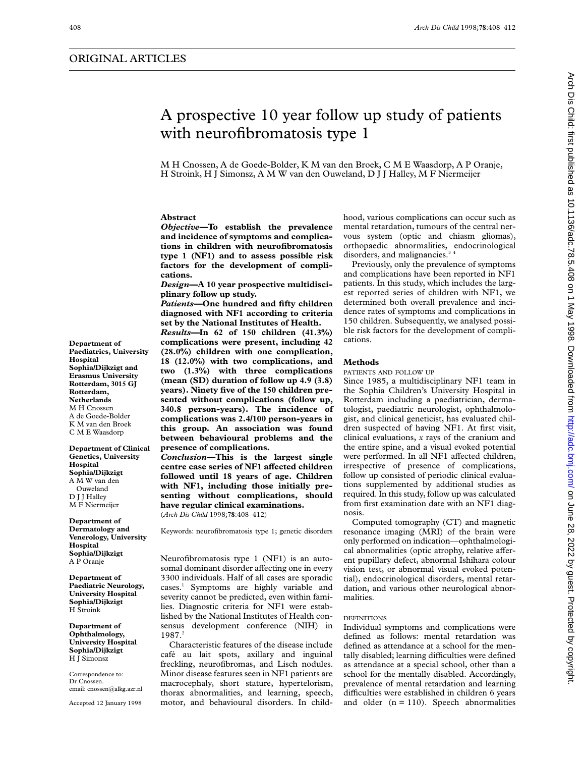ORIGINAL ARTICLES

# A prospective 10 year follow up study of patients with neurofibromatosis type 1

M H Cnossen, A de Goede-Bolder, K M van den Broek, C M E Waasdorp, A P Oranje, H Stroink, H J Simonsz, A M W van den Ouweland, D J J Halley, M F Niermeijer

**Department of Paediatrics, University Hospital Sophia/Dijkzigt and Erasmus University Rotterdam, 3015 GJ Rotterdam, Netherlands**
M H Cnossen
A de Goede-Bolder
K M van den Broek
C M E Waasdorp

**Department of Clinical Genetics, University Hospital Sophia/Dijkzigt**
A M W van den Ouweland
D J J Halley
M F Niermeijer

**Department of Dermatology and Venerology, University Hospital Sophia/Dijkzigt**
A P Oranje

**Department of Paediatric Neurology, University Hospital Sophia/Dijkzigt**
H Stroink

**Department of Ophthalmology, University Hospital Sophia/Dijkzigt**
H J Simonsz

Correspondence to: Dr Cnossen.
email: cnossen@alkg.azr.nl

Accepted 12 January 1998

## Abstract

***Objective*—To establish the prevalence and incidence of symptoms and complications in children with neurofibromatosis type 1 (NF1) and to assess possible risk factors for the development of complications.**

***Design*—A 10 year prospective multidisciplinary follow up study.**

***Patients*—One hundred and fifty children diagnosed with NF1 according to criteria set by the National Institutes of Health.**

***Results*—In 62 of 150 children (41.3%) complications were present, including 42 (28.0%) children with one complication, 18 (12.0%) with two complications, and two (1.3%) with three complications (mean (SD) duration of follow up 4.9 (3.8) years). Ninety five of the 150 children presented without complications (follow up, 340.8 person-years). The incidence of complications was 2.4/100 person-years in this group. An association was found between behavioural problems and the presence of complications.**

***Conclusion*—This is the largest single centre case series of NF1 affected children followed until 18 years of age. Children with NF1, including those initially presenting without complications, should have regular clinical examinations.**

(*Arch Dis Child* 1998;**78**:408–412)

Keywords: neurofibromatosis type 1; genetic disorders

Neurofibromatosis type 1 (NF1) is an autosomal dominant disorder affecting one in every 3300 individuals. Half of all cases are sporadic cases.[1] Symptoms are highly variable and severity cannot be predicted, even within families. Diagnostic criteria for NF1 were established by the National Institutes of Health consensus development conference (NIH) in 1987.[2]

Characteristic features of the disease include café au lait spots, axillary and inguinal freckling, neurofibromas, and Lisch nodules. Minor disease features seen in NF1 patients are macrocephaly, short stature, hypertelorism, thorax abnormalities, and learning, speech, motor, and behavioural disorders. In childhood, various complications can occur such as mental retardation, tumours of the central nervous system (optic and chiasm gliomas), orthopaedic abnormalities, endocrinological disorders, and malignancies.[3 4]

Previously, only the prevalence of symptoms and complications have been reported in NF1 patients. In this study, which includes the largest reported series of children with NF1, we determined both overall prevalence and incidence rates of symptoms and complications in 150 children. Subsequently, we analysed possible risk factors for the development of complications.

## Methods

### PATIENTS AND FOLLOW UP

Since 1985, a multidisciplinary NF1 team in the Sophia Children's University Hospital in Rotterdam including a paediatrician, dermatologist, paediatric neurologist, ophthalmologist, and clinical geneticist, has evaluated children suspected of having NF1. At first visit, clinical evaluations, *x* rays of the cranium and the entire spine, and a visual evoked potential were performed. In all NF1 affected children, irrespective of presence of complications, follow up consisted of periodic clinical evaluations supplemented by additional studies as required. In this study, follow up was calculated from first examination date with an NF1 diagnosis.

Computed tomography (CT) and magnetic resonance imaging (MRI) of the brain were only performed on indication—ophthalmological abnormalities (optic atrophy, relative afferent pupillary defect, abnormal Ishihara colour vision test, or abnormal visual evoked potential), endocrinological disorders, mental retardation, and various other neurological abnormalities.

### DEFINITIONS

Individual symptoms and complications were defined as follows: mental retardation was defined as attendance at a school for the mentally disabled; learning difficulties were defined as attendance at a special school, other than a school for the mentally disabled. Accordingly, prevalence of mental retardation and learning difficulties were established in children 6 years and older (n = 110). Speech abnormalities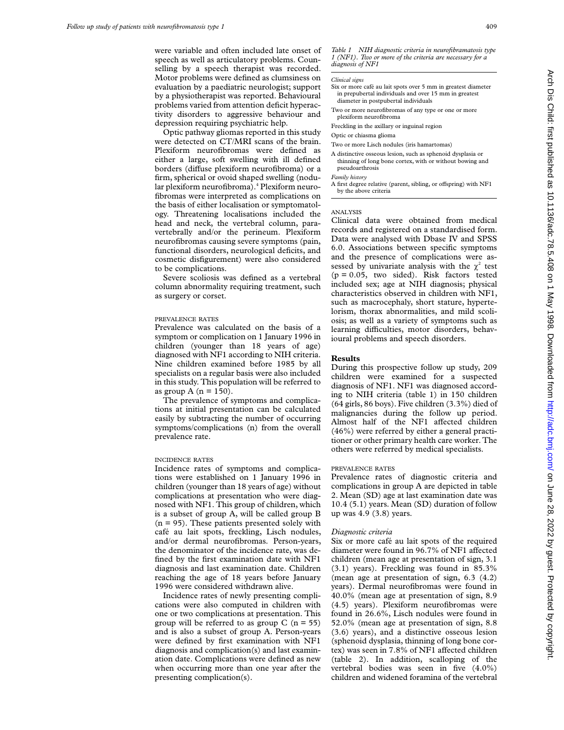were variable and often included late onset of speech as well as articulatory problems. Counselling by a speech therapist was recorded. Motor problems were defined as clumsiness on evaluation by a paediatric neurologist; support by a physiotherapist was reported. Behavioural problems varied from attention deficit hyperactivity disorders to aggressive behaviour and depression requiring psychiatric help.

Optic pathway gliomas reported in this study were detected on CT/MRI scans of the brain. Plexiform neurofibromas were defined as either a large, soft swelling with ill defined borders (diffuse plexiform neurofibroma) or a firm, spherical or ovoid shaped swelling (nodular plexiform neurofibroma).[4] Plexiform neurofibromas were interpreted as complications on the basis of either localisation or symptomatology. Threatening localisations included the head and neck, the vertebral column, paravertebrally and/or the perineum. Plexiform neurofibromas causing severe symptoms (pain, functional disorders, neurological deficits, and cosmetic disfigurement) were also considered to be complications.

Severe scoliosis was defined as a vertebral column abnormality requiring treatment, such as surgery or corset.

#### PREVALENCE RATES

Prevalence was calculated on the basis of a symptom or complication on 1 January 1996 in children (younger than 18 years of age) diagnosed with NF1 according to NIH criteria. Nine children examined before 1985 by all specialists on a regular basis were also included in this study. This population will be referred to as group A (n = 150).

The prevalence of symptoms and complications at initial presentation can be calculated easily by subtracting the number of occurring symptoms/complications (n) from the overall prevalence rate.

#### INCIDENCE RATES

Incidence rates of symptoms and complications were established on 1 January 1996 in children (younger than 18 years of age) without complications at presentation who were diagnosed with NF1. This group of children, which is a subset of group A, will be called group B (n = 95). These patients presented solely with café au lait spots, freckling, Lisch nodules, and/or dermal neurofibromas. Person-years, the denominator of the incidence rate, was defined by the first examination date with NF1 diagnosis and last examination date. Children reaching the age of 18 years before January 1996 were considered withdrawn alive.

Incidence rates of newly presenting complications were also computed in children with one or two complications at presentation. This group will be referred to as group C (n = 55) and is also a subset of group A. Person-years were defined by first examination with NF1 diagnosis and complication(s) and last examination date. Complications were defined as new when occurring more than one year after the presenting complication(s).

*Table 1 NIH diagnostic criteria in neurofibramatosis type 1 (NF1). Two or more of the criteria are necessary for a diagnosis of NF1*

| |
|---|
| *Clinical signs* |
| Six or more café au lait spots over 5 mm in greatest diameter in prepubertal individuals and over 15 mm in greatest diameter in postpubertal individuals |
| Two or more neurofibromas of any type or one or more plexiform neurofibroma |
| Freckling in the axillary or inguinal region |
| Optic or chiasma glioma |
| Two or more Lisch nodules (iris hamartomas) |
| A distinctive osseous lesion, such as sphenoid dysplasia or thinning of long bone cortex, with or without bowing and pseudoarthrosis |
| *Family history* |
| A first degree relative (parent, sibling, or offspring) with NF1 by the above criteria |

#### ANALYSIS

Clinical data were obtained from medical records and registered on a standardised form. Data were analysed with Dbase IV and SPSS 6.0. Associations between specific symptoms and the presence of complications were assessed by univariate analysis with the $\chi^2$ test (p = 0.05, two sided). Risk factors tested included sex; age at NIH diagnosis; physical characteristics observed in children with NF1, such as macrocephaly, short stature, hypertelorism, thorax abnormalities, and mild scoliosis; as well as a variety of symptoms such as learning difficulties, motor disorders, behavioural problems and speech disorders.

## Results

During this prospective follow up study, 209 children were examined for a suspected diagnosis of NF1. NF1 was diagnosed according to NIH criteria (table 1) in 150 children (64 girls, 86 boys). Five children (3.3%) died of malignancies during the follow up period. Almost half of the NF1 affected children (46%) were referred by either a general practitioner or other primary health care worker. The others were referred by medical specialists.

#### PREVALENCE RATES

Prevalence rates of diagnostic criteria and complications in group A are depicted in table 2. Mean (SD) age at last examination date was 10.4 (5.1) years. Mean (SD) duration of follow up was 4.9 (3.8) years.

*Diagnostic criteria*

Six or more café au lait spots of the required diameter were found in 96.7% of NF1 affected children (mean age at presentation of sign, 3.1 (3.1) years). Freckling was found in 85.3% (mean age at presentation of sign, 6.3 (4.2) years). Dermal neurofibromas were found in 40.0% (mean age at presentation of sign, 8.9 (4.5) years). Plexiform neurofibromas were found in 26.6%, Lisch nodules were found in 52.0% (mean age at presentation of sign, 8.8 (3.6) years), and a distinctive osseous lesion (sphenoid dysplasia, thinning of long bone cortex) was seen in 7.8% of NF1 affected children (table 2). In addition, scalloping of the vertebral bodies was seen in five (4.0%) children and widened foramina of the vertebral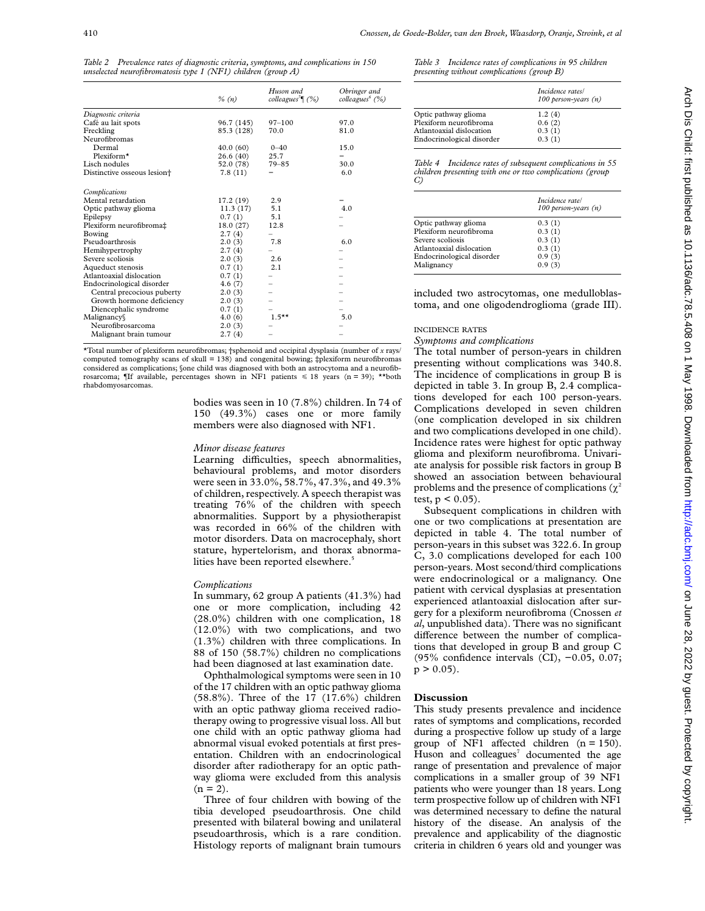*Table 2 Prevalence rates of diagnostic criteria, symptoms, and complications in 150 unselected neurofibromatosis type 1 (NF1) children (group A)*

| | % (n) | Huson and colleagues[7]¶ (%) | Obringer and colleagues[6] (%) |
|---|---|---|---|
| *Diagnostic criteria* | | | |
| Café au lait spots | 96.7 (145) | 97–100 | 97.0 |
| Freckling | 85.3 (128) | 70.0 | 81.0 |
| Neurofibromas | | | |
| Dermal | 40.0 (60) | 0–40 | 15.0 |
| Plexiform* | 26.6 (40) | 25.7 | – |
| Lisch nodules | 52.0 (78) | 79–85 | 30.0 |
| Distinctive osseous lesion† | 7.8 (11) | – | 6.0 |
| *Complications* | | | |
| Mental retardation | 17.2 (19) | 2.9 | – |
| Optic pathway glioma | 11.3 (17) | 5.1 | 4.0 |
| Epilepsy | 0.7 (1) | 5.1 | – |
| Plexiform neurofibroma‡ | 18.0 (27) | 12.8 | – |
| Bowing | 2.7 (4) | – | – |
| Pseudoarthrosis | 2.0 (3) | 7.8 | 6.0 |
| Hemihypertrophy | 2.7 (4) | – | – |
| Severe scoliosis | 2.0 (3) | 2.6 | – |
| Aqueduct stenosis | 0.7 (1) | 2.1 | – |
| Atlantoaxial dislocation | 0.7 (1) | – | – |
| Endocrinological disorder | 4.6 (7) | – | – |
| Central precocious puberty | 2.0 (3) | – | – |
| Growth hormone deficiency | 2.0 (3) | – | – |
| Diencephalic syndrome | 0.7 (1) | – | – |
| Malignancy§ | 4.0 (6) | 1.5** | 5.0 |
| Neurofibrosarcoma | 2.0 (3) | – | – |
| Malignant brain tumour | 2.7 (4) | – | – |

*Total number of plexiform neurofibromas; †sphenoid and occipital dysplasia (number of *x* rays/computed tomography scans of skull = 138) and congenital bowing; ‡plexiform neurofibromas considered as complications; §one child was diagnosed with both an astrocytoma and a neurofibrosarcoma; ¶If available, percentages shown in NF1 patients ≤ 18 years (n = 39); **both rhabdomyosarcomas.

bodies was seen in 10 (7.8%) children. In 74 of 150 (49.3%) cases one or more family members were also diagnosed with NF1.

*Minor disease features*

Learning difficulties, speech abnormalities, behavioural problems, and motor disorders were seen in 33.0%, 58.7%, 47.3%, and 49.3% of children, respectively. A speech therapist was treating 76% of the children with speech abnormalities. Support by a physiotherapist was recorded in 66% of the children with motor disorders. Data on macrocephaly, short stature, hypertelorism, and thorax abnormalities have been reported elsewhere.[5]

*Complications*

In summary, 62 group A patients (41.3%) had one or more complication, including 42 (28.0%) children with one complication, 18 (12.0%) with two complications, and two (1.3%) children with three complications. In 88 of 150 (58.7%) children no complications had been diagnosed at last examination date.

Ophthalmological symptoms were seen in 10 of the 17 children with an optic pathway glioma (58.8%). Three of the 17 (17.6%) children with an optic pathway glioma received radiotherapy owing to progressive visual loss. All but one child with an optic pathway glioma had abnormal visual evoked potentials at first presentation. Children with an endocrinological disorder after radiotherapy for an optic pathway glioma were excluded from this analysis (n = 2).

Three of four children with bowing of the tibia developed pseudoarthrosis. One child presented with bilateral bowing and unilateral pseudoarthrosis, which is a rare condition. Histology reports of malignant brain tumours

*Table 3 Incidence rates of complications in 95 children presenting without complications (group B)*

| | Incidence rates/ 100 person-years (n) |
|---|---|
| Optic pathway glioma | 1.2 (4) |
| Plexiform neurofibroma | 0.6 (2) |
| Atlantoaxial dislocation | 0.3 (1) |
| Endocrinological disorder | 0.3 (1) |

*Table 4 Incidence rates of subsequent complications in 55 children presenting with one or two complications (group C)*

| | Incidence rate/ 100 person-years (n) |
|---|---|
| Optic pathway glioma | 0.3 (1) |
| Plexiform neurofibroma | 0.3 (1) |
| Severe scoliosis | 0.3 (1) |
| Atlantoaxial dislocation | 0.3 (1) |
| Endocrinological disorder | 0.9 (3) |
| Malignancy | 0.9 (3) |

included two astrocytomas, one medulloblastoma, and one oligodendroglioma (grade III).

INCIDENCE RATES

*Symptoms and complications*

The total number of person-years in children presenting without complications was 340.8. The incidence of complications in group B is depicted in table 3. In group B, 2.4 complications developed for each 100 person-years. Complications developed in seven children (one complication developed in six children and two complications developed in one child). Incidence rates were highest for optic pathway glioma and plexiform neurofibroma. Univariate analysis for possible risk factors in group B showed an association between behavioural problems and the presence of complications ($\chi^2$ test, $p < 0.05$).

Subsequent complications in children with one or two complications at presentation are depicted in table 4. The total number of person-years in this subset was 322.6. In group C, 3.0 complications developed for each 100 person-years. Most second/third complications were endocrinological or a malignancy. One patient with cervical dysplasias at presentation experienced atlantoaxial dislocation after surgery for a plexiform neurofibroma (Cnossen *et al*, unpublished data). There was no significant difference between the number of complications that developed in group B and group C (95% confidence intervals (CI), −0.05, 0.07; $p > 0.05$).

## Discussion

This study presents prevalence and incidence rates of symptoms and complications, recorded during a prospective follow up study of a large group of NF1 affected children (n = 150). Huson and colleagues[7] documented the age range of presentation and prevalence of major complications in a smaller group of 39 NF1 patients who were younger than 18 years. Long term prospective follow up of children with NF1 was determined necessary to define the natural history of the disease. An analysis of the prevalence and applicability of the diagnostic criteria in children 6 years old and younger was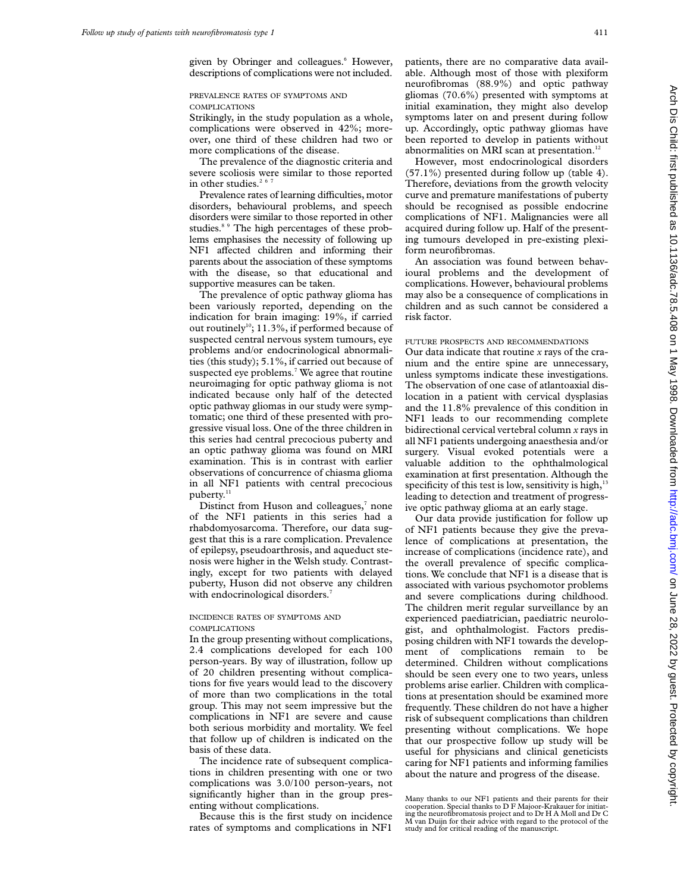given by Obringer and colleagues.[6] However, descriptions of complications were not included.

### PREVALENCE RATES OF SYMPTOMS AND COMPLICATIONS

Strikingly, in the study population as a whole, complications were observed in 42%; moreover, one third of these children had two or more complications of the disease.

The prevalence of the diagnostic criteria and severe scoliosis were similar to those reported in other studies.[2 6 7]

Prevalence rates of learning difficulties, motor disorders, behavioural problems, and speech disorders were similar to those reported in other studies.[8 9] The high percentages of these problems emphasises the necessity of following up NF1 affected children and informing their parents about the association of these symptoms with the disease, so that educational and supportive measures can be taken.

The prevalence of optic pathway glioma has been variously reported, depending on the indication for brain imaging: 19%, if carried out routinely[10]; 11.3%, if performed because of suspected central nervous system tumours, eye problems and/or endocrinological abnormalities (this study); 5.1%, if carried out because of suspected eye problems.[7] We agree that routine neuroimaging for optic pathway glioma is not indicated because only half of the detected optic pathway gliomas in our study were symptomatic; one third of these presented with progressive visual loss. One of the three children in this series had central precocious puberty and an optic pathway glioma was found on MRI examination. This is in contrast with earlier observations of concurrence of chiasma glioma in all NF1 patients with central precocious puberty.[11]

Distinct from Huson and colleagues,[7] none of the NF1 patients in this series had a rhabdomyosarcoma. Therefore, our data suggest that this is a rare complication. Prevalence of epilepsy, pseudoarthrosis, and aqueduct stenosis were higher in the Welsh study. Contrastingly, except for two patients with delayed puberty, Huson did not observe any children with endocrinological disorders.[7]

### INCIDENCE RATES OF SYMPTOMS AND COMPLICATIONS

In the group presenting without complications, 2.4 complications developed for each 100 person-years. By way of illustration, follow up of 20 children presenting without complications for five years would lead to the discovery of more than two complications in the total group. This may not seem impressive but the complications in NF1 are severe and cause both serious morbidity and mortality. We feel that follow up of children is indicated on the basis of these data.

The incidence rate of subsequent complications in children presenting with one or two complications was 3.0/100 person-years, not significantly higher than in the group presenting without complications.

Because this is the first study on incidence rates of symptoms and complications in NF1 patients, there are no comparative data available. Although most of those with plexiform neurofibromas (88.9%) and optic pathway gliomas (70.6%) presented with symptoms at initial examination, they might also develop symptoms later on and present during follow up. Accordingly, optic pathway gliomas have been reported to develop in patients without abnormalities on MRI scan at presentation.[12]

However, most endocrinological disorders (57.1%) presented during follow up (table 4). Therefore, deviations from the growth velocity curve and premature manifestations of puberty should be recognised as possible endocrine complications of NF1. Malignancies were all acquired during follow up. Half of the presenting tumours developed in pre-existing plexiform neurofibromas.

An association was found between behavioural problems and the development of complications. However, behavioural problems may also be a consequence of complications in children and as such cannot be considered a risk factor.

### FUTURE PROSPECTS AND RECOMMENDATIONS

Our data indicate that routine *x* rays of the cranium and the entire spine are unnecessary, unless symptoms indicate these investigations. The observation of one case of atlantoaxial dislocation in a patient with cervical dysplasias and the 11.8% prevalence of this condition in NF1 leads to our recommending complete bidirectional cervical vertebral column *x* rays in all NF1 patients undergoing anaesthesia and/or surgery. Visual evoked potentials were a valuable addition to the ophthalmological examination at first presentation. Although the specificity of this test is low, sensitivity is high,[13] leading to detection and treatment of progressive optic pathway glioma at an early stage.

Our data provide justification for follow up of NF1 patients because they give the prevalence of complications at presentation, the increase of complications (incidence rate), and the overall prevalence of specific complications. We conclude that NF1 is a disease that is associated with various psychomotor problems and severe complications during childhood. The children merit regular surveillance by an experienced paediatrician, paediatric neurologist, and ophthalmologist. Factors predisposing children with NF1 towards the development of complications remain to be determined. Children without complications should be seen every one to two years, unless problems arise earlier. Children with complications at presentation should be examined more frequently. These children do not have a higher risk of subsequent complications than children presenting without complications. We hope that our prospective follow up study will be useful for physicians and clinical geneticists caring for NF1 patients and informing families about the nature and progress of the disease.

Many thanks to our NF1 patients and their parents for their cooperation. Special thanks to D F Majoor-Krakauer for initiating the neurofibromatosis project and to Dr H A Moll and Dr C M van Duijn for their advice with regard to the protocol of the study and for critical reading of the manuscript.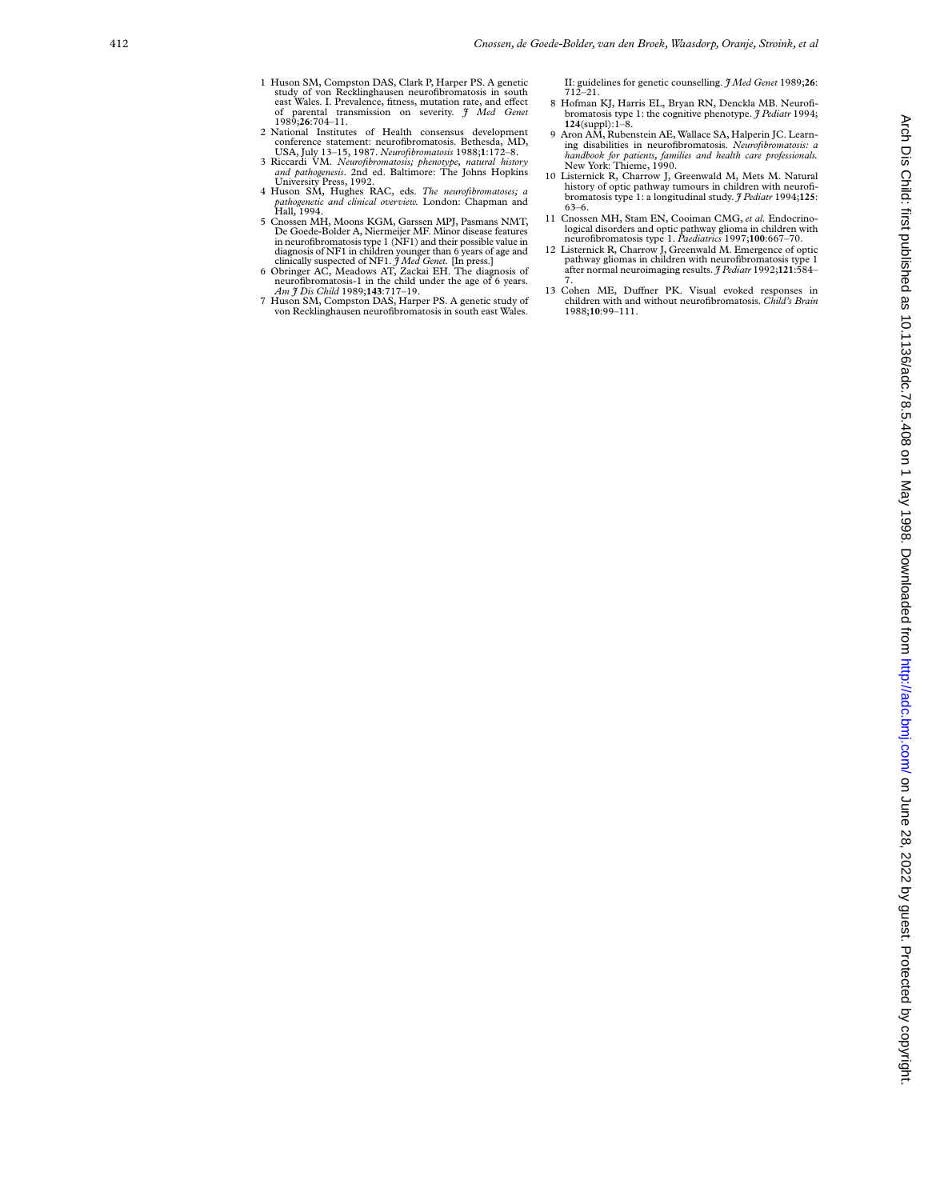1 Huson SM, Compston DAS, Clark P, Harper PS. A genetic study of von Recklinghausen neurofibromatosis in south east Wales. I. Prevalence, fitness, mutation rate, and effect of parental transmission on severity. *J Med Genet* 1989;**26**:704–11.

2 National Institutes of Health consensus development conference statement: neurofibromatosis. Bethesda, MD, USA, July 13–15, 1987. *Neurofibromatosis* 1988;**1**:172–8.

3 Riccardi VM. *Neurofibromatosis; phenotype, natural history and pathogenesis*. 2nd ed. Baltimore: The Johns Hopkins University Press, 1992.

4 Huson SM, Hughes RAC, eds. *The neurofibromatoses; a pathogenetic and clinical overview.* London: Chapman and Hall, 1994.

5 Cnossen MH, Moons KGM, Garssen MPJ, Pasmans NMT, De Goede-Bolder A, Niermeijer MF. Minor disease features in neurofibromatosis type 1 (NF1) and their possible value in diagnosis of NF1 in children younger than 6 years of age and clinically suspected of NF1. *J Med Genet.* [In press.]

6 Obringer AC, Meadows AT, Zackai EH. The diagnosis of neurofibromatosis-1 in the child under the age of 6 years. *Am J Dis Child* 1989;**143**:717–19.

7 Huson SM, Compston DAS, Harper PS. A genetic study of von Recklinghausen neurofibromatosis in south east Wales. II: guidelines for genetic counselling. *J Med Genet* 1989;**26**: 712–21.

8 Hofman KJ, Harris EL, Bryan RN, Denckla MB. Neurofibromatosis type 1: the cognitive phenotype. *J Pediatr* 1994; **124**(suppl):1–8.

9 Aron AM, Rubenstein AE, Wallace SA, Halperin JC. Learning disabilities in neurofibromatosis. *Neurofibromatosis: a handbook for patients, families and health care professionals.* New York: Thieme, 1990.

10 Listernick R, Charrow J, Greenwald M, Mets M. Natural history of optic pathway tumours in children with neurofibromatosis type 1: a longitudinal study. *J Pediatr* 1994;**125**: 63–6.

11 Cnossen MH, Stam EN, Cooiman CMG, *et al.* Endocrinological disorders and optic pathway glioma in children with neurofibromatosis type 1. *Paediatrics* 1997;**100**:667–70.

12 Listernick R, Charrow J, Greenwald M. Emergence of optic pathway gliomas in children with neurofibromatosis type 1 after normal neuroimaging results. *J Pediatr* 1992;**121**:584–7.

13 Cohen ME, Duffner PK. Visual evoked responses in children with and without neurofibromatosis. *Child's Brain* 1988;**10**:99–111.